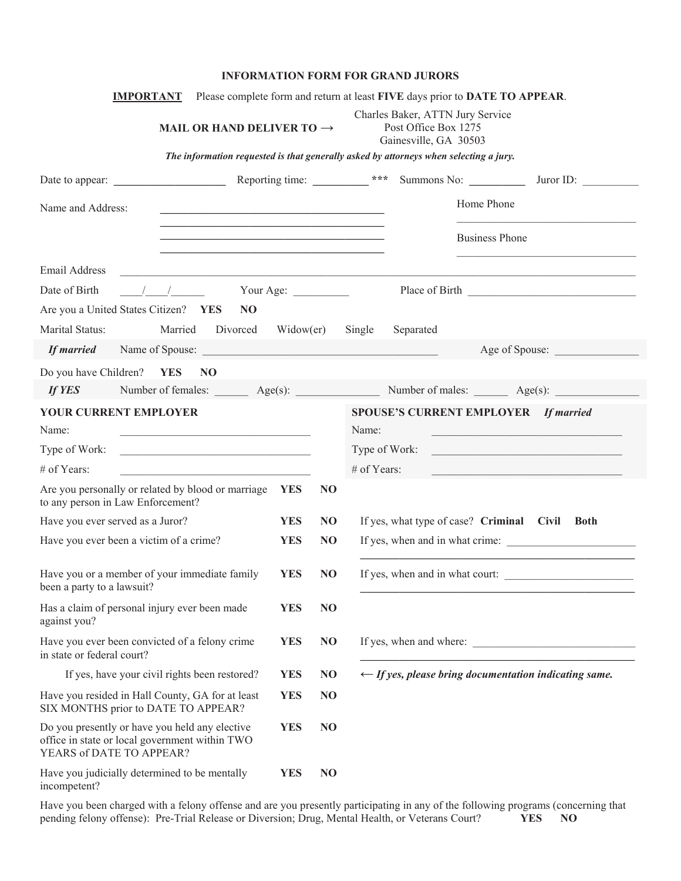# INFORMATION FORM FOR GRAND JURORS

**IMPORTANT** Please complete form and return at least **FIVE** days prior to **DATE TO APPEAR**.

**MAIL OR HAND DELIVER TO →** Charles Baker, ATTN Jury Service
Post Office Box 1275
Gainesville, GA 30503

***The information requested is that generally asked by attorneys when selecting a jury.***

Date to appear: ____________________ Reporting time: __________ *** Summons No: __________ Juror ID: __________

Name and Address: ________________________________________

________________________________________

________________________________________

________________________________________

Home Phone ________________________________

Business Phone ________________________________

Email Address ____________________________________________________________________________

Date of Birth ____/____/______ Your Age: __________ Place of Birth ______________________________

Are you a United States Citizen? **YES** **NO**

Marital Status: Married Divorced Widow(er) Single Separated

***If married*** Name of Spouse: __________________________________________ Age of Spouse: _______________

Do you have Children? **YES** **NO**

***If YES*** Number of females: ______ Age(s): _______________ Number of males: ______ Age(s): _______________

| **YOUR CURRENT EMPLOYER** | | **SPOUSE'S CURRENT EMPLOYER** ***If married*** | |
|---|---|---|---|
| Name: | __________________________________ | Name: | __________________________________ |
| Type of Work: | __________________________________ | Type of Work: | __________________________________ |
| # of Years: | __________________________________ | # of Years: | __________________________________ |

| | | | |
|---|---|---|---|
| Are you personally or related by blood or marriage to any person in Law Enforcement? | **YES** | **NO** | |
| Have you ever served as a Juror? | **YES** | **NO** | If yes, what type of case? **Criminal** **Civil** **Both** |
| Have you ever been a victim of a crime? | **YES** | **NO** | If yes, when and in what crime: ______________________ |
| Have you or a member of your immediate family been a party to a lawsuit? | **YES** | **NO** | If yes, when and in what court: ______________________ |
| Has a claim of personal injury ever been made against you? | **YES** | **NO** | |
| Have you ever been convicted of a felony crime in state or federal court? | **YES** | **NO** | If yes, when and where: ______________________ |
| If yes, have your civil rights been restored? | **YES** | **NO** | ← ***If yes, please bring documentation indicating same.*** |
| Have you resided in Hall County, GA for at least SIX MONTHS prior to DATE TO APPEAR? | **YES** | **NO** | |
| Do you presently or have you held any elective office in state or local government within TWO YEARS of DATE TO APPEAR? | **YES** | **NO** | |
| Have you judicially determined to be mentally incompetent? | **YES** | **NO** | |

Have you been charged with a felony offense and are you presently participating in any of the following programs (concerning that pending felony offense): Pre-Trial Release or Diversion; Drug, Mental Health, or Veterans Court? **YES** **NO**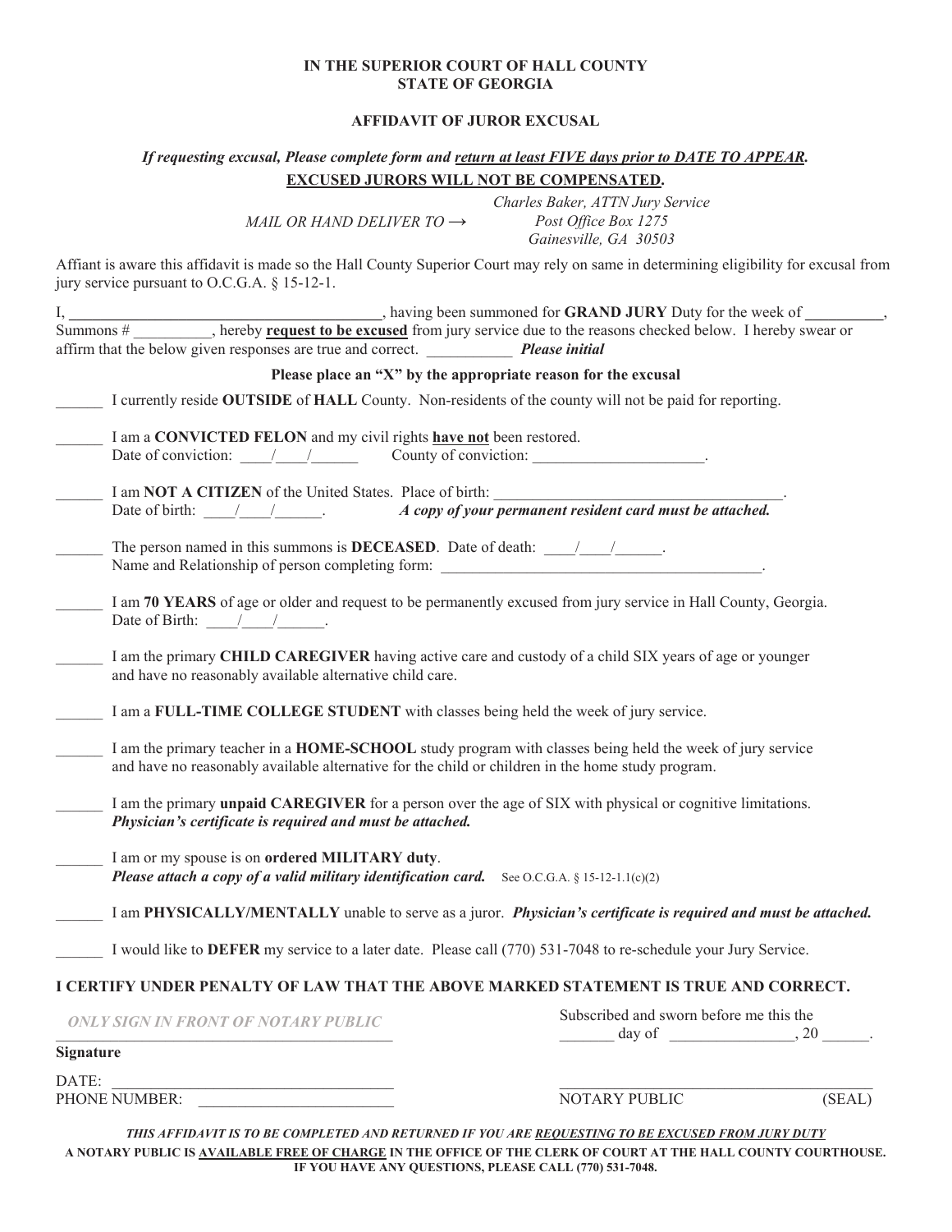**IN THE SUPERIOR COURT OF HALL COUNTY**
**STATE OF GEORGIA**

**AFFIDAVIT OF JUROR EXCUSAL**

***If requesting excusal, Please complete form and return at least FIVE days prior to DATE TO APPEAR.***

**EXCUSED JURORS WILL NOT BE COMPENSATED.**

*MAIL OR HAND DELIVER TO →*
*Charles Baker, ATTN Jury Service*
*Post Office Box 1275*
*Gainesville, GA 30503*

Affiant is aware this affidavit is made so the Hall County Superior Court may rely on same in determining eligibility for excusal from jury service pursuant to O.C.G.A. § 15-12-1.

I, ________________________________________, having been summoned for **GRAND JURY** Duty for the week of __________, Summons # __________, hereby **request to be excused** from jury service due to the reasons checked below. I hereby swear or affirm that the below given responses are true and correct. ___________ ***Please initial***

**Please place an "X" by the appropriate reason for the excusal**

______ I currently reside **OUTSIDE** of **HALL** County. Non-residents of the county will not be paid for reporting.

______ I am a **CONVICTED FELON** and my civil rights **have not** been restored.
Date of conviction: ____/____/______ County of conviction: ______________________.

______ I am **NOT A CITIZEN** of the United States. Place of birth: ______________________________________.
Date of birth: ____/____/______. ***A copy of your permanent resident card must be attached.***

______ The person named in this summons is **DECEASED**. Date of death: ____/____/______.
Name and Relationship of person completing form: __________________________________________.

______ I am **70 YEARS** of age or older and request to be permanently excused from jury service in Hall County, Georgia.
Date of Birth: ____/____/______.

______ I am the primary **CHILD CAREGIVER** having active care and custody of a child SIX years of age or younger and have no reasonably available alternative child care.

______ I am a **FULL-TIME COLLEGE STUDENT** with classes being held the week of jury service.

______ I am the primary teacher in a **HOME-SCHOOL** study program with classes being held the week of jury service and have no reasonably available alternative for the child or children in the home study program.

______ I am the primary **unpaid CAREGIVER** for a person over the age of SIX with physical or cognitive limitations.
***Physician's certificate is required and must be attached.***

______ I am or my spouse is on **ordered MILITARY duty**.
***Please attach a copy of a valid military identification card.*** See O.C.G.A. § 15-12-1.1(c)(2)

______ I am **PHYSICALLY/MENTALLY** unable to serve as a juror. ***Physician's certificate is required and must be attached.***

______ I would like to **DEFER** my service to a later date. Please call (770) 531-7048 to re-schedule your Jury Service.

**I CERTIFY UNDER PENALTY OF LAW THAT THE ABOVE MARKED STATEMENT IS TRUE AND CORRECT.**

*ONLY SIGN IN FRONT OF NOTARY PUBLIC*
__________________________________________
**Signature**

DATE: ____________________________________
PHONE NUMBER: __________________________

Subscribed and sworn before me this the _______ day of ________________, 20 ______.

__________________________________________
NOTARY PUBLIC (SEAL)

***THIS AFFIDAVIT IS TO BE COMPLETED AND RETURNED IF YOU ARE REQUESTING TO BE EXCUSED FROM JURY DUTY***

**A NOTARY PUBLIC IS AVAILABLE FREE OF CHARGE IN THE OFFICE OF THE CLERK OF COURT AT THE HALL COUNTY COURTHOUSE. IF YOU HAVE ANY QUESTIONS, PLEASE CALL (770) 531-7048.**